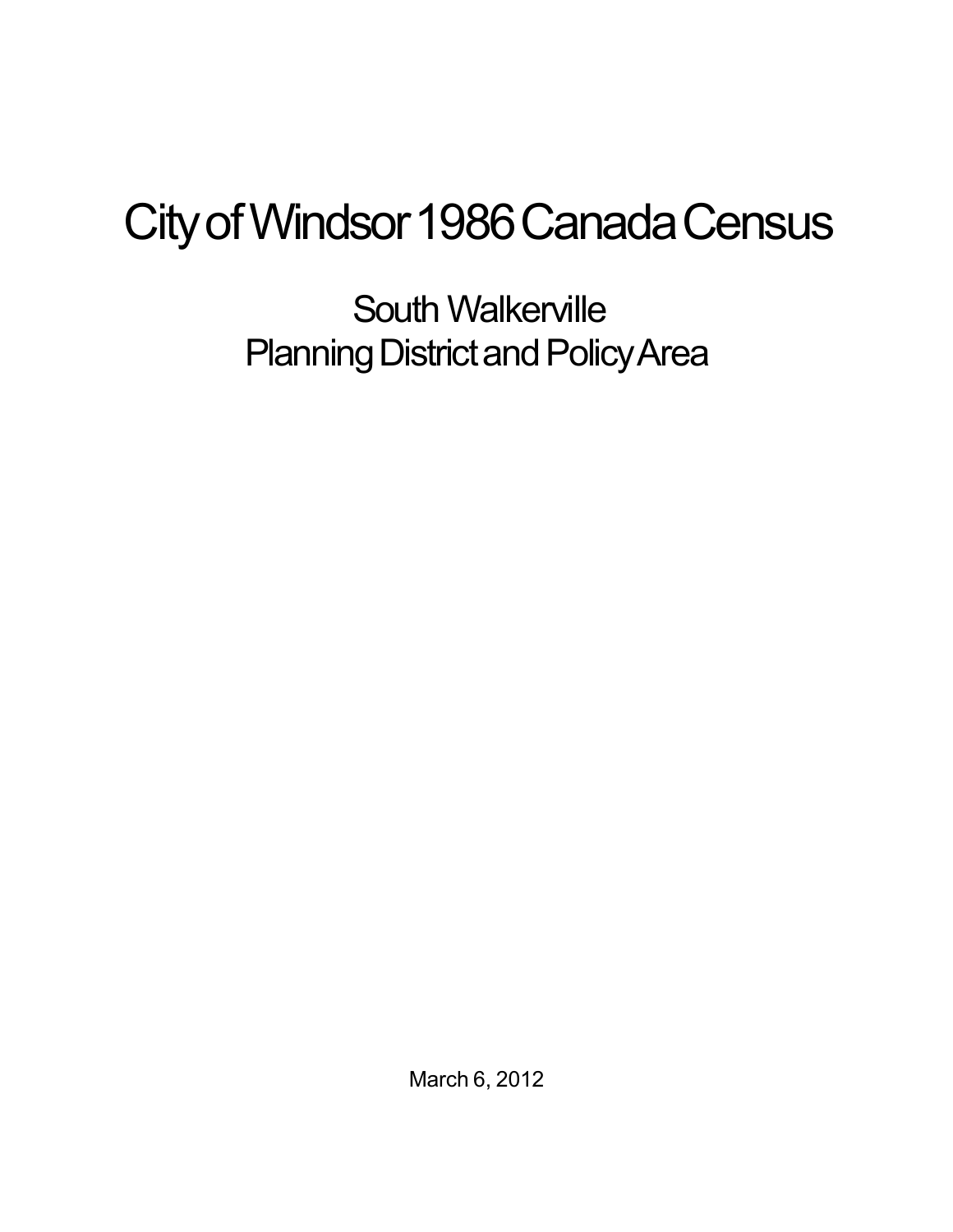# City of Windsor 1986 Canada Census

## South Walkerville
## Planning District and Policy Area

March 6, 2012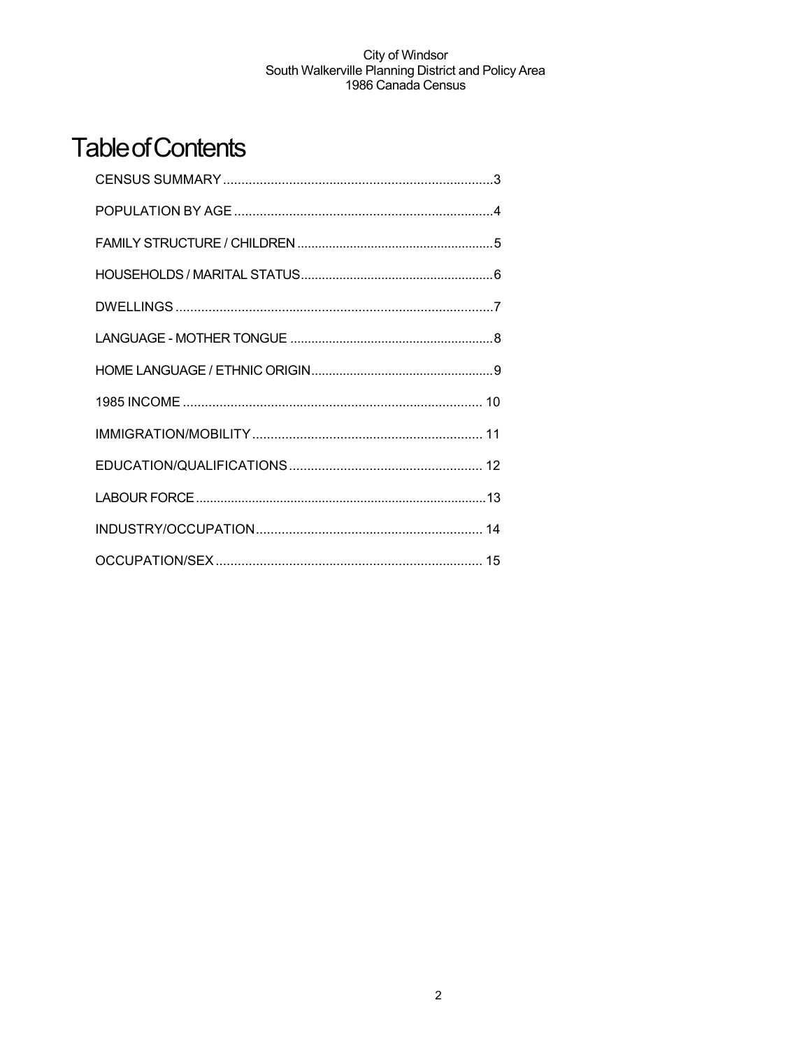# Table of Contents

CENSUS SUMMARY ..........3

POPULATION BY AGE ..........4

FAMILY STRUCTURE / CHILDREN ..........5

HOUSEHOLDS / MARITAL STATUS..........6

DWELLINGS ..........7

LANGUAGE - MOTHER TONGUE ..........8

HOME LANGUAGE / ETHNIC ORIGIN..........9

1985 INCOME .......... 10

IMMIGRATION/MOBILITY .......... 11

EDUCATION/QUALIFICATIONS.......... 12

LABOUR FORCE..........13

INDUSTRY/OCCUPATION.......... 14

OCCUPATION/SEX .......... 15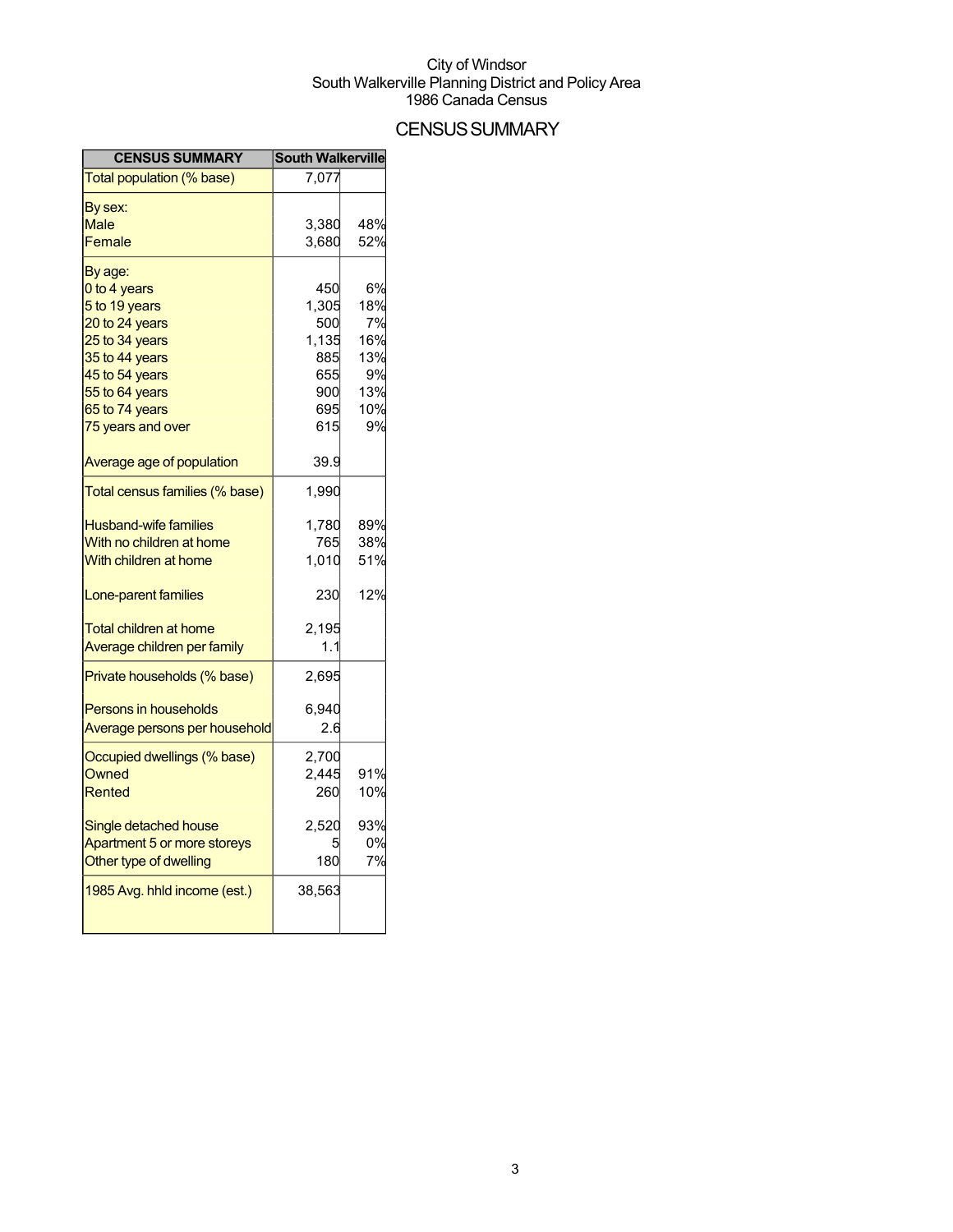City of Windsor
South Walkerville Planning District and Policy Area
1986 Canada Census

# CENSUS SUMMARY

| CENSUS SUMMARY | South Walkerville | |
|---|---|---|
| Total population (% base) | 7,077 | |
| By sex: | | |
| Male | 3,380 | 48% |
| Female | 3,680 | 52% |
| By age: | | |
| 0 to 4 years | 450 | 6% |
| 5 to 19 years | 1,305 | 18% |
| 20 to 24 years | 500 | 7% |
| 25 to 34 years | 1,135 | 16% |
| 35 to 44 years | 885 | 13% |
| 45 to 54 years | 655 | 9% |
| 55 to 64 years | 900 | 13% |
| 65 to 74 years | 695 | 10% |
| 75 years and over | 615 | 9% |
| Average age of population | 39.9 | |
| Total census families (% base) | 1,990 | |
| Husband-wife families | 1,780 | 89% |
| With no children at home | 765 | 38% |
| With children at home | 1,010 | 51% |
| Lone-parent families | 230 | 12% |
| Total children at home | 2,195 | |
| Average children per family | 1.1 | |
| Private households (% base) | 2,695 | |
| Persons in households | 6,940 | |
| Average persons per household | 2.6 | |
| Occupied dwellings (% base) | 2,700 | |
| Owned | 2,445 | 91% |
| Rented | 260 | 10% |
| Single detached house | 2,520 | 93% |
| Apartment 5 or more storeys | 5 | 0% |
| Other type of dwelling | 180 | 7% |
| 1985 Avg. hhld income (est.) | 38,563 | |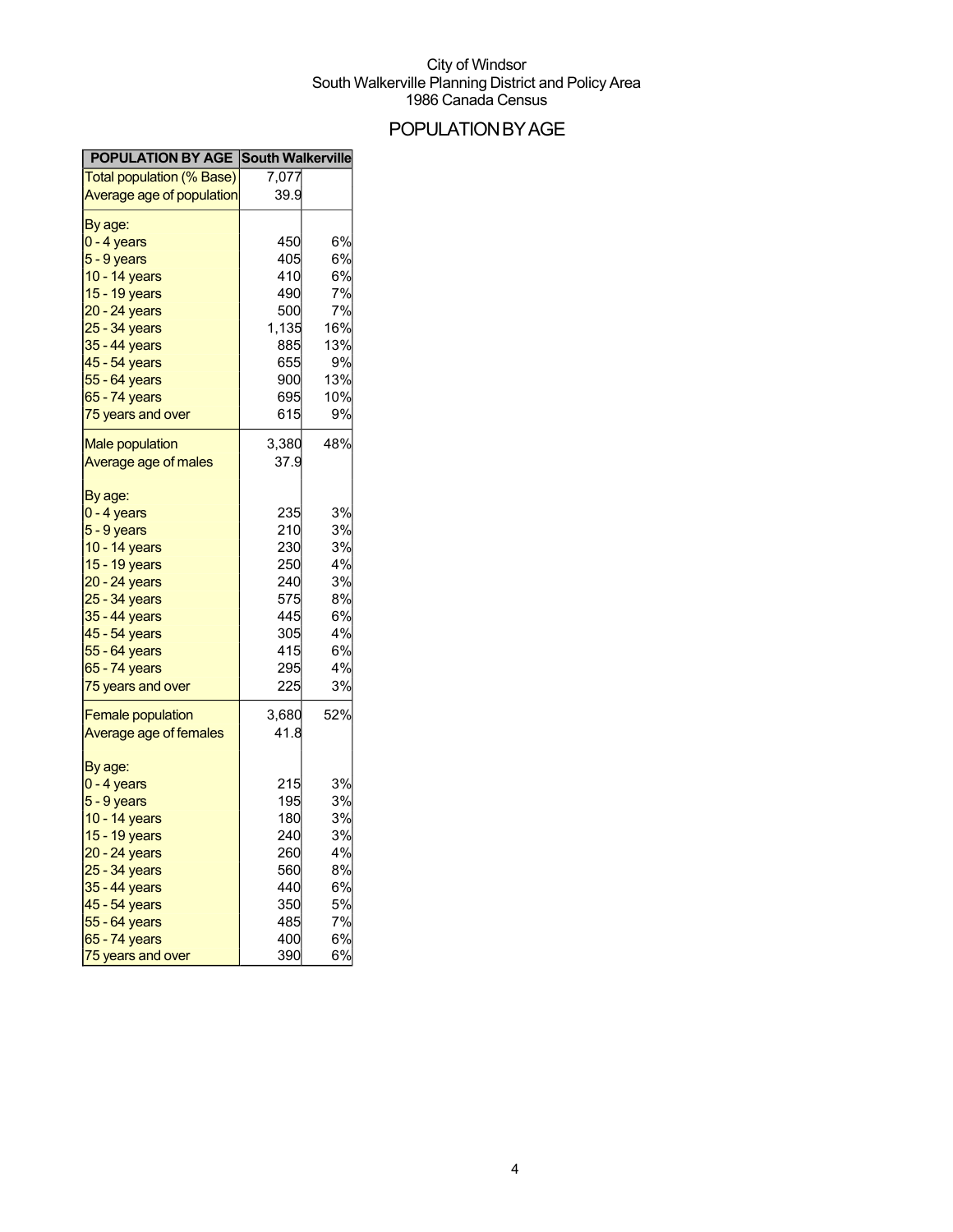City of Windsor
South Walkerville Planning District and Policy Area
1986 Canada Census

# POPULATION BY AGE

| POPULATION BY AGE | South Walkerville | |
|---|---|---|
| Total population (% Base) | 7,077 | |
| Average age of population | 39.9 | |
| By age: | | |
| 0 - 4 years | 450 | 6% |
| 5 - 9 years | 405 | 6% |
| 10 - 14 years | 410 | 6% |
| 15 - 19 years | 490 | 7% |
| 20 - 24 years | 500 | 7% |
| 25 - 34 years | 1,135 | 16% |
| 35 - 44 years | 885 | 13% |
| 45 - 54 years | 655 | 9% |
| 55 - 64 years | 900 | 13% |
| 65 - 74 years | 695 | 10% |
| 75 years and over | 615 | 9% |
| Male population | 3,380 | 48% |
| Average age of males | 37.9 | |
| By age: | | |
| 0 - 4 years | 235 | 3% |
| 5 - 9 years | 210 | 3% |
| 10 - 14 years | 230 | 3% |
| 15 - 19 years | 250 | 4% |
| 20 - 24 years | 240 | 3% |
| 25 - 34 years | 575 | 8% |
| 35 - 44 years | 445 | 6% |
| 45 - 54 years | 305 | 4% |
| 55 - 64 years | 415 | 6% |
| 65 - 74 years | 295 | 4% |
| 75 years and over | 225 | 3% |
| Female population | 3,680 | 52% |
| Average age of females | 41.8 | |
| By age: | | |
| 0 - 4 years | 215 | 3% |
| 5 - 9 years | 195 | 3% |
| 10 - 14 years | 180 | 3% |
| 15 - 19 years | 240 | 3% |
| 20 - 24 years | 260 | 4% |
| 25 - 34 years | 560 | 8% |
| 35 - 44 years | 440 | 6% |
| 45 - 54 years | 350 | 5% |
| 55 - 64 years | 485 | 7% |
| 65 - 74 years | 400 | 6% |
| 75 years and over | 390 | 6% |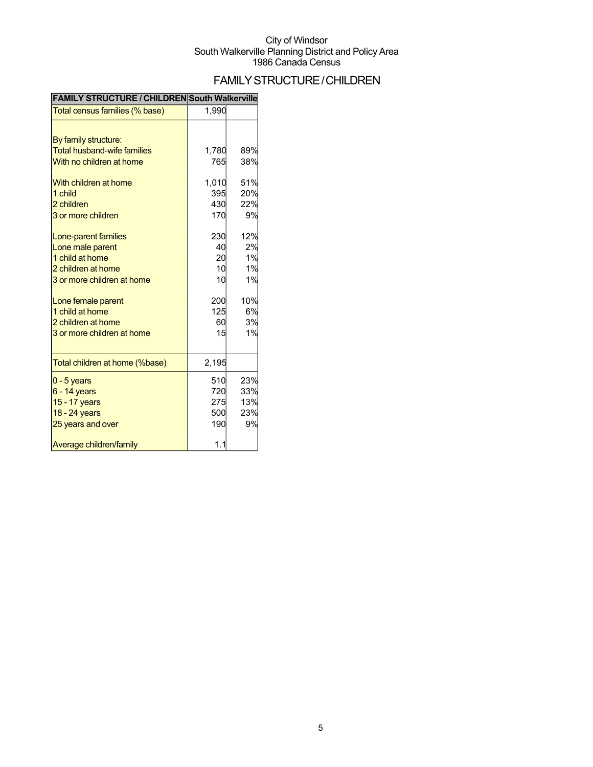City of Windsor
South Walkerville Planning District and Policy Area
1986 Canada Census

# FAMILY STRUCTURE / CHILDREN

| FAMILY STRUCTURE / CHILDREN | South Walkerville | |
|---|---|---|
| Total census families (% base) | 1,990 | |
| | | |
| By family structure: | | |
| Total husband-wife families | 1,780 | 89% |
| With no children at home | 765 | 38% |
| | | |
| With children at home | 1,010 | 51% |
| 1 child | 395 | 20% |
| 2 children | 430 | 22% |
| 3 or more children | 170 | 9% |
| | | |
| Lone-parent families | 230 | 12% |
| Lone male parent | 40 | 2% |
| 1 child at home | 20 | 1% |
| 2 children at home | 10 | 1% |
| 3 or more children at home | 10 | 1% |
| | | |
| Lone female parent | 200 | 10% |
| 1 child at home | 125 | 6% |
| 2 children at home | 60 | 3% |
| 3 or more children at home | 15 | 1% |
| | | |
| Total children at home (%base) | 2,195 | |
| 0 - 5 years | 510 | 23% |
| 6 - 14 years | 720 | 33% |
| 15 - 17 years | 275 | 13% |
| 18 - 24 years | 500 | 23% |
| 25 years and over | 190 | 9% |
| | | |
| Average children/family | 1.1 | |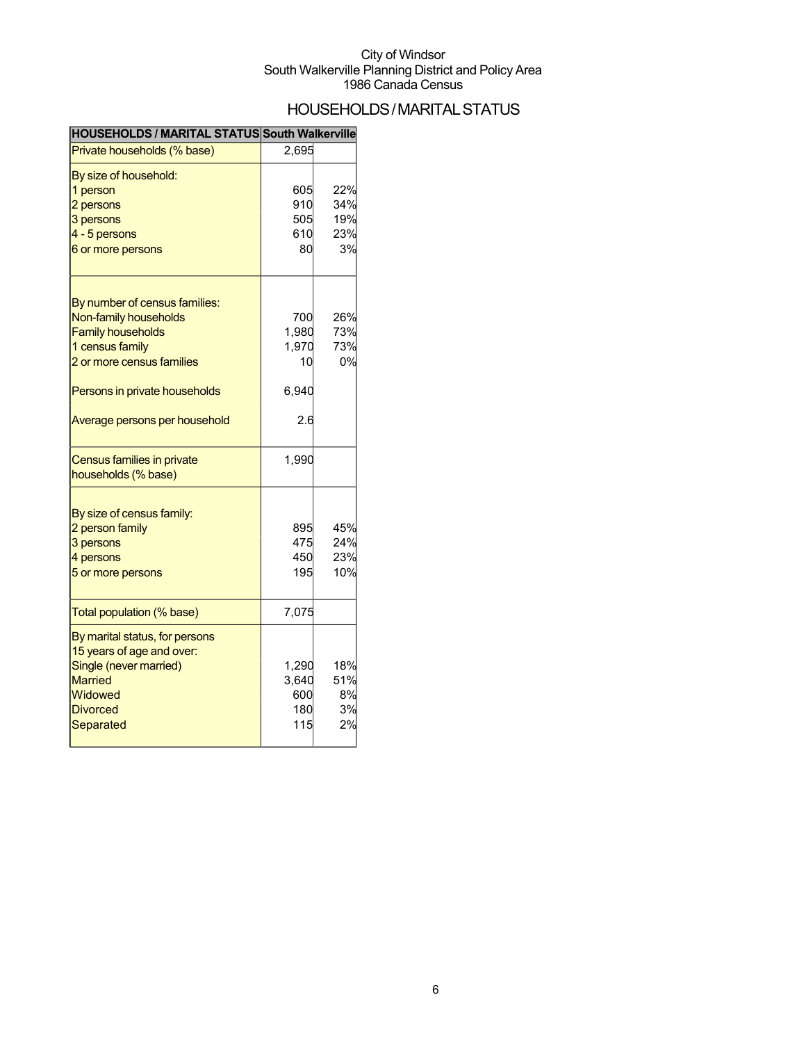City of Windsor
South Walkerville Planning District and Policy Area
1986 Canada Census

# HOUSEHOLDS / MARITAL STATUS

| HOUSEHOLDS / MARITAL STATUS | South Walkerville | |
|---|---|---|
| Private households (% base) | 2,695 | |
| By size of household: | | |
| 1 person | 605 | 22% |
| 2 persons | 910 | 34% |
| 3 persons | 505 | 19% |
| 4 - 5 persons | 610 | 23% |
| 6 or more persons | 80 | 3% |
| By number of census families: | | |
| Non-family households | 700 | 26% |
| Family households | 1,980 | 73% |
| 1 census family | 1,970 | 73% |
| 2 or more census families | 10 | 0% |
| Persons in private households | 6,940 | |
| Average persons per household | 2.6 | |
| Census families in private households (% base) | 1,990 | |
| By size of census family: | | |
| 2 person family | 895 | 45% |
| 3 persons | 475 | 24% |
| 4 persons | 450 | 23% |
| 5 or more persons | 195 | 10% |
| Total population (% base) | 7,075 | |
| By marital status, for persons 15 years of age and over: | | |
| Single (never married) | 1,290 | 18% |
| Married | 3,640 | 51% |
| Widowed | 600 | 8% |
| Divorced | 180 | 3% |
| Separated | 115 | 2% |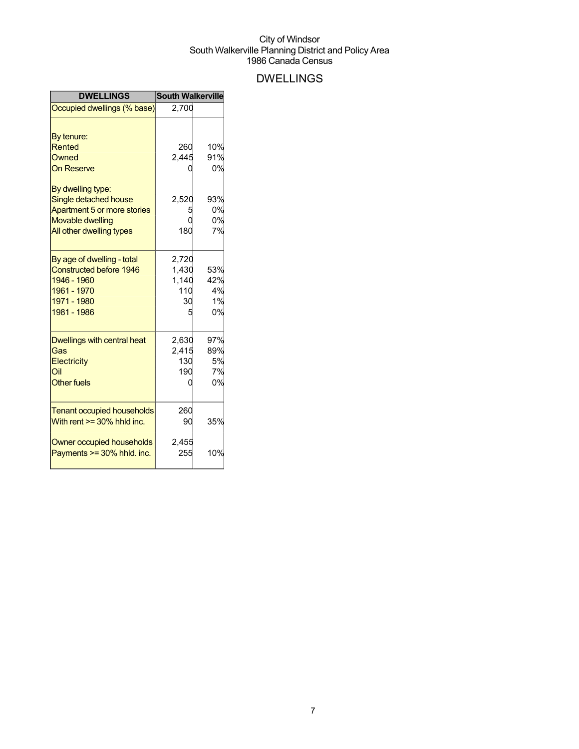City of Windsor
South Walkerville Planning District and Policy Area
1986 Canada Census

# DWELLINGS

| DWELLINGS | South Walkerville | |
|---|---|---|
| Occupied dwellings (% base) | 2,700 | |
| | | |
| By tenure: | | |
| Rented | 260 | 10% |
| Owned | 2,445 | 91% |
| On Reserve | 0 | 0% |
| | | |
| By dwelling type: | | |
| Single detached house | 2,520 | 93% |
| Apartment 5 or more stories | 5 | 0% |
| Movable dwelling | 0 | 0% |
| All other dwelling types | 180 | 7% |
| | | |
| By age of dwelling - total | 2,720 | |
| Constructed before 1946 | 1,430 | 53% |
| 1946 - 1960 | 1,140 | 42% |
| 1961 - 1970 | 110 | 4% |
| 1971 - 1980 | 30 | 1% |
| 1981 - 1986 | 5 | 0% |
| | | |
| Dwellings with central heat | 2,630 | 97% |
| Gas | 2,415 | 89% |
| Electricity | 130 | 5% |
| Oil | 190 | 7% |
| Other fuels | 0 | 0% |
| | | |
| Tenant occupied households | 260 | |
| With rent >= 30% hhld inc. | 90 | 35% |
| | | |
| Owner occupied households | 2,455 | |
| Payments >= 30% hhld. inc. | 255 | 10% |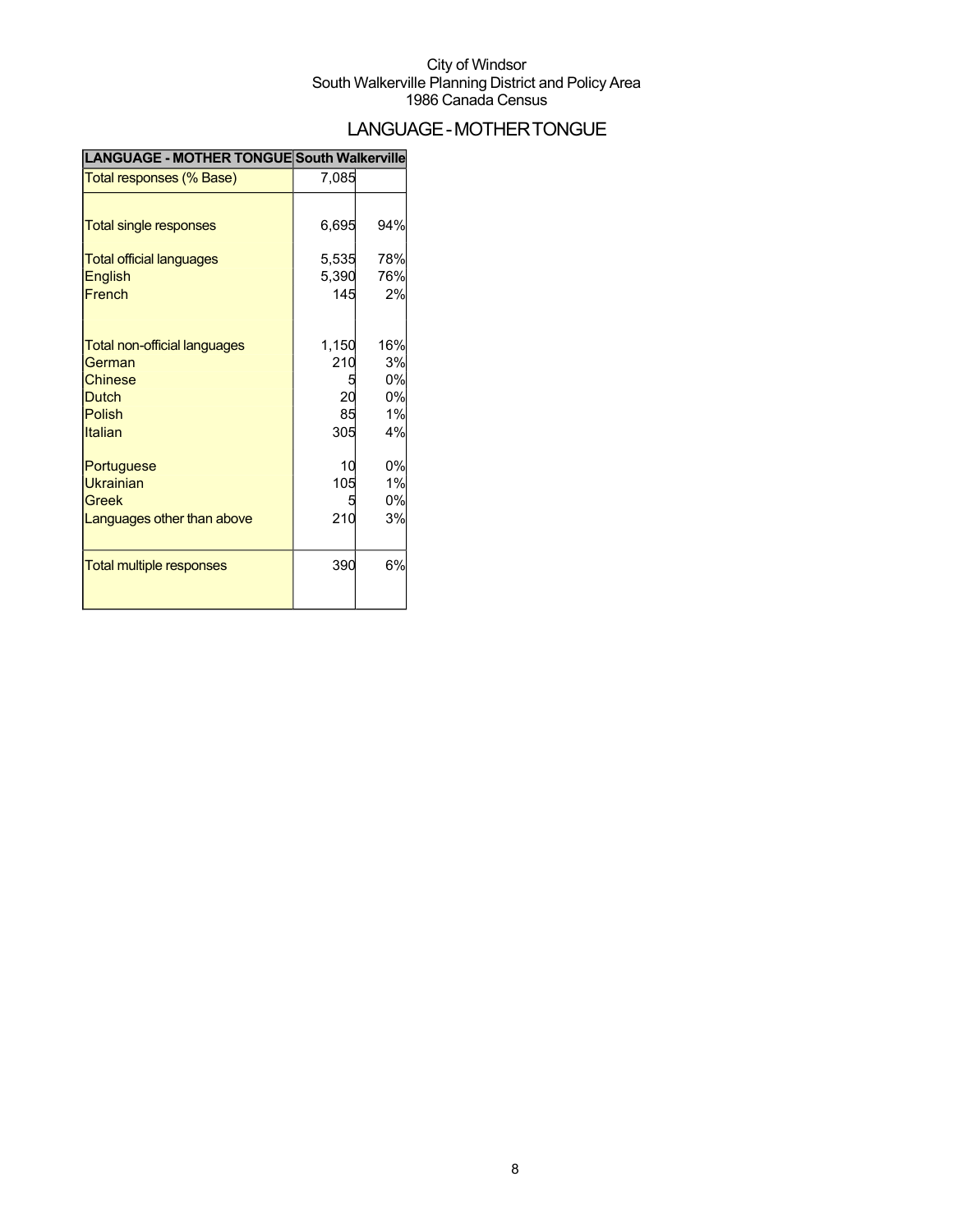City of Windsor
South Walkerville Planning District and Policy Area
1986 Canada Census

# LANGUAGE - MOTHER TONGUE

| LANGUAGE - MOTHER TONGUE | South Walkerville | |
|---|---|---|
| Total responses (% Base) | 7,085 | |
| Total single responses | 6,695 | 94% |
| Total official languages | 5,535 | 78% |
| English | 5,390 | 76% |
| French | 145 | 2% |
| Total non-official languages | 1,150 | 16% |
| German | 210 | 3% |
| Chinese | 5 | 0% |
| Dutch | 20 | 0% |
| Polish | 85 | 1% |
| Italian | 305 | 4% |
| Portuguese | 10 | 0% |
| Ukrainian | 105 | 1% |
| Greek | 5 | 0% |
| Languages other than above | 210 | 3% |
| Total multiple responses | 390 | 6% |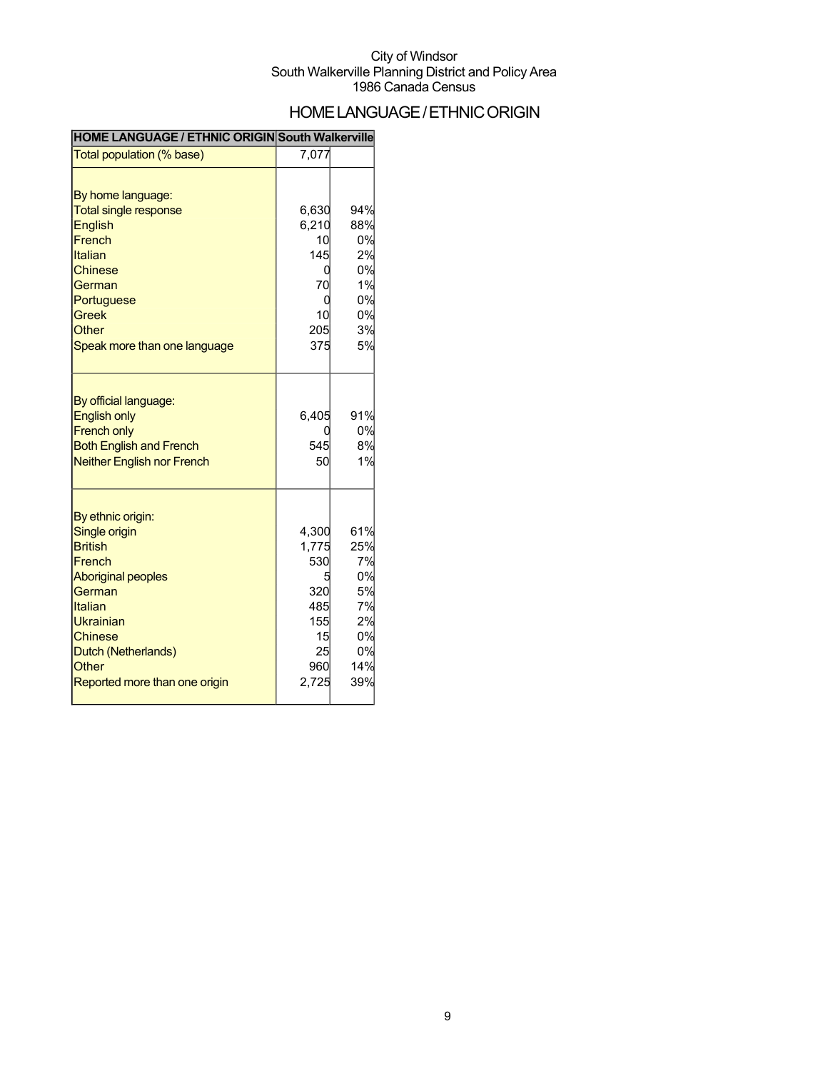City of Windsor
South Walkerville Planning District and Policy Area
1986 Canada Census

# HOME LANGUAGE / ETHNIC ORIGIN

| HOME LANGUAGE / ETHNIC ORIGIN | South Walkerville | |
|---|---|---|
| Total population (% base) | 7,077 | |
| | | |
| By home language: | | |
| Total single response | 6,630 | 94% |
| English | 6,210 | 88% |
| French | 10 | 0% |
| Italian | 145 | 2% |
| Chinese | 0 | 0% |
| German | 70 | 1% |
| Portuguese | 0 | 0% |
| Greek | 10 | 0% |
| Other | 205 | 3% |
| Speak more than one language | 375 | 5% |
| | | |
| By official language: | | |
| English only | 6,405 | 91% |
| French only | 0 | 0% |
| Both English and French | 545 | 8% |
| Neither English nor French | 50 | 1% |
| | | |
| By ethnic origin: | | |
| Single origin | 4,300 | 61% |
| British | 1,775 | 25% |
| French | 530 | 7% |
| Aboriginal peoples | 5 | 0% |
| German | 320 | 5% |
| Italian | 485 | 7% |
| Ukrainian | 155 | 2% |
| Chinese | 15 | 0% |
| Dutch (Netherlands) | 25 | 0% |
| Other | 960 | 14% |
| Reported more than one origin | 2,725 | 39% |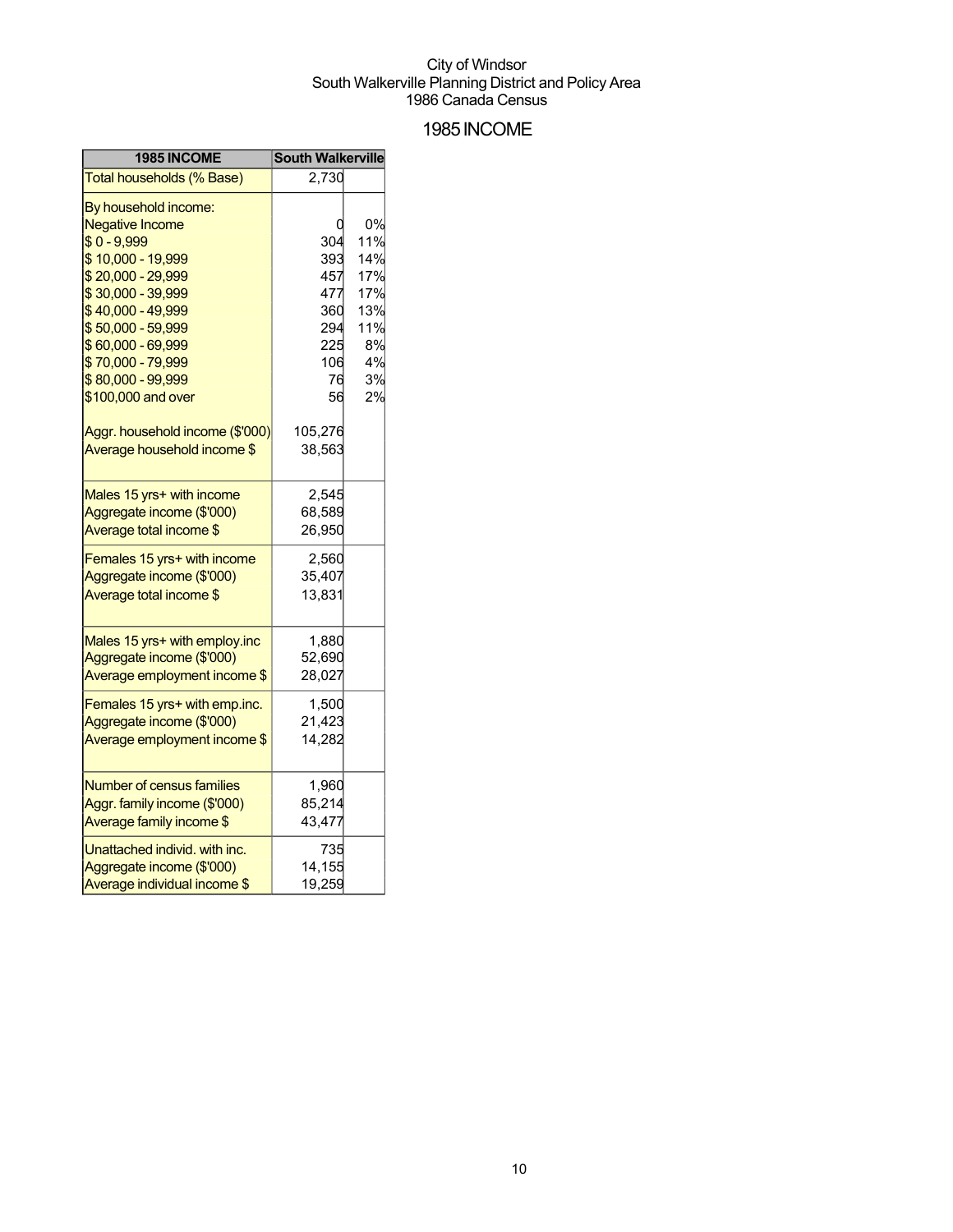City of Windsor
South Walkerville Planning District and Policy Area
1986 Canada Census

# 1985 INCOME

| 1985 INCOME | South Walkerville | |
|---|---|---|
| Total households (% Base) | 2,730 | |
| By household income: | | |
| Negative Income | 0 | 0% |
| $ 0 - 9,999 | 304 | 11% |
| $ 10,000 - 19,999 | 393 | 14% |
| $ 20,000 - 29,999 | 457 | 17% |
| $ 30,000 - 39,999 | 477 | 17% |
| $ 40,000 - 49,999 | 360 | 13% |
| $ 50,000 - 59,999 | 294 | 11% |
| $ 60,000 - 69,999 | 225 | 8% |
| $ 70,000 - 79,999 | 106 | 4% |
| $ 80,000 - 99,999 | 76 | 3% |
| $100,000 and over | 56 | 2% |
| Aggr. household income ($'000) | 105,276 | |
| Average household income $ | 38,563 | |
| Males 15 yrs+ with income | 2,545 | |
| Aggregate income ($'000) | 68,589 | |
| Average total income $ | 26,950 | |
| Females 15 yrs+ with income | 2,560 | |
| Aggregate income ($'000) | 35,407 | |
| Average total income $ | 13,831 | |
| Males 15 yrs+ with employ.inc | 1,880 | |
| Aggregate income ($'000) | 52,690 | |
| Average employment income $ | 28,027 | |
| Females 15 yrs+ with emp.inc. | 1,500 | |
| Aggregate income ($'000) | 21,423 | |
| Average employment income $ | 14,282 | |
| Number of census families | 1,960 | |
| Aggr. family income ($'000) | 85,214 | |
| Average family income $ | 43,477 | |
| Unattached individ. with inc. | 735 | |
| Aggregate income ($'000) | 14,155 | |
| Average individual income $ | 19,259 | |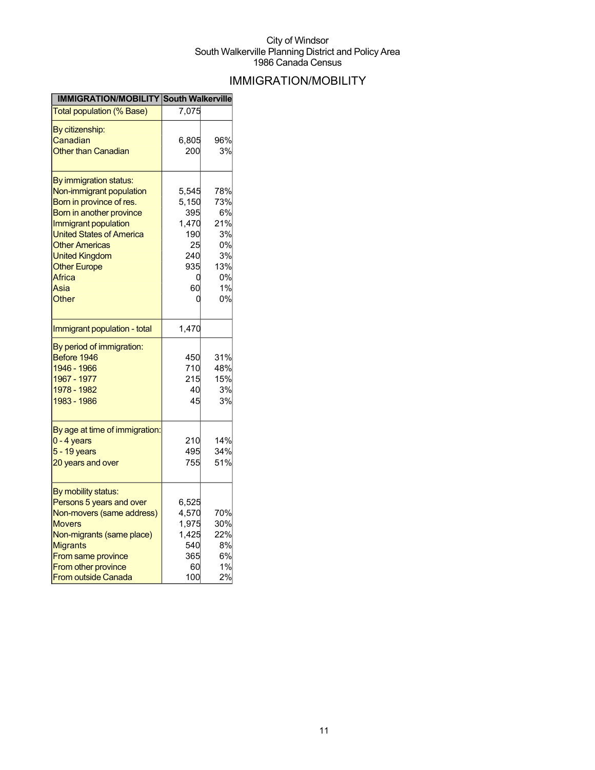City of Windsor
South Walkerville Planning District and Policy Area
1986 Canada Census

# IMMIGRATION/MOBILITY

| IMMIGRATION/MOBILITY | South Walkerville | |
|---|---|---|
| Total population (% Base) | 7,075 | |
| By citizenship: | | |
| Canadian | 6,805 | 96% |
| Other than Canadian | 200 | 3% |
| By immigration status: | | |
| Non-immigrant population | 5,545 | 78% |
| Born in province of res. | 5,150 | 73% |
| Born in another province | 395 | 6% |
| Immigrant population | 1,470 | 21% |
| United States of America | 190 | 3% |
| Other Americas | 25 | 0% |
| United Kingdom | 240 | 3% |
| Other Europe | 935 | 13% |
| Africa | 0 | 0% |
| Asia | 60 | 1% |
| Other | 0 | 0% |
| Immigrant population - total | 1,470 | |
| By period of immigration: | | |
| Before 1946 | 450 | 31% |
| 1946 - 1966 | 710 | 48% |
| 1967 - 1977 | 215 | 15% |
| 1978 - 1982 | 40 | 3% |
| 1983 - 1986 | 45 | 3% |
| By age at time of immigration: | | |
| 0 - 4 years | 210 | 14% |
| 5 - 19 years | 495 | 34% |
| 20 years and over | 755 | 51% |
| By mobility status: | | |
| Persons 5 years and over | 6,525 | |
| Non-movers (same address) | 4,570 | 70% |
| Movers | 1,975 | 30% |
| Non-migrants (same place) | 1,425 | 22% |
| Migrants | 540 | 8% |
| From same province | 365 | 6% |
| From other province | 60 | 1% |
| From outside Canada | 100 | 2% |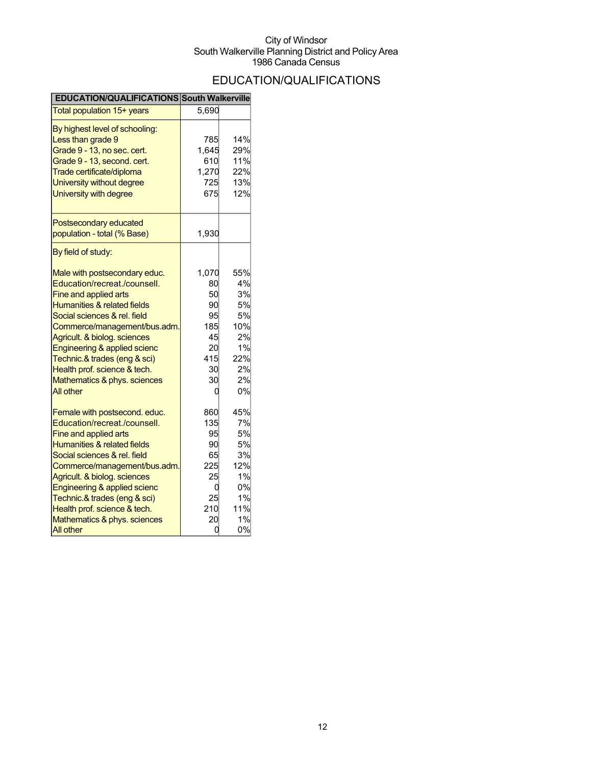City of Windsor
South Walkerville Planning District and Policy Area
1986 Canada Census

# EDUCATION/QUALIFICATIONS

| EDUCATION/QUALIFICATIONS | South Walkerville | |
|---|---|---|
| Total population 15+ years | 5,690 | |
| By highest level of schooling: | | |
| Less than grade 9 | 785 | 14% |
| Grade 9 - 13, no sec. cert. | 1,645 | 29% |
| Grade 9 - 13, second. cert. | 610 | 11% |
| Trade certificate/diploma | 1,270 | 22% |
| University without degree | 725 | 13% |
| University with degree | 675 | 12% |
| Postsecondary educated population - total (% Base) | 1,930 | |
| By field of study: | | |
| Male with postsecondary educ. | 1,070 | 55% |
| Education/recreat./counsell. | 80 | 4% |
| Fine and applied arts | 50 | 3% |
| Humanities & related fields | 90 | 5% |
| Social sciences & rel. field | 95 | 5% |
| Commerce/management/bus.adm. | 185 | 10% |
| Agricult. & biolog. sciences | 45 | 2% |
| Engineering & applied scienc | 20 | 1% |
| Technic.& trades (eng & sci) | 415 | 22% |
| Health prof. science & tech. | 30 | 2% |
| Mathematics & phys. sciences | 30 | 2% |
| All other | 0 | 0% |
| Female with postsecond. educ. | 860 | 45% |
| Education/recreat./counsell. | 135 | 7% |
| Fine and applied arts | 95 | 5% |
| Humanities & related fields | 90 | 5% |
| Social sciences & rel. field | 65 | 3% |
| Commerce/management/bus.adm. | 225 | 12% |
| Agricult. & biolog. sciences | 25 | 1% |
| Engineering & applied scienc | 0 | 0% |
| Technic.& trades (eng & sci) | 25 | 1% |
| Health prof. science & tech. | 210 | 11% |
| Mathematics & phys. sciences | 20 | 1% |
| All other | 0 | 0% |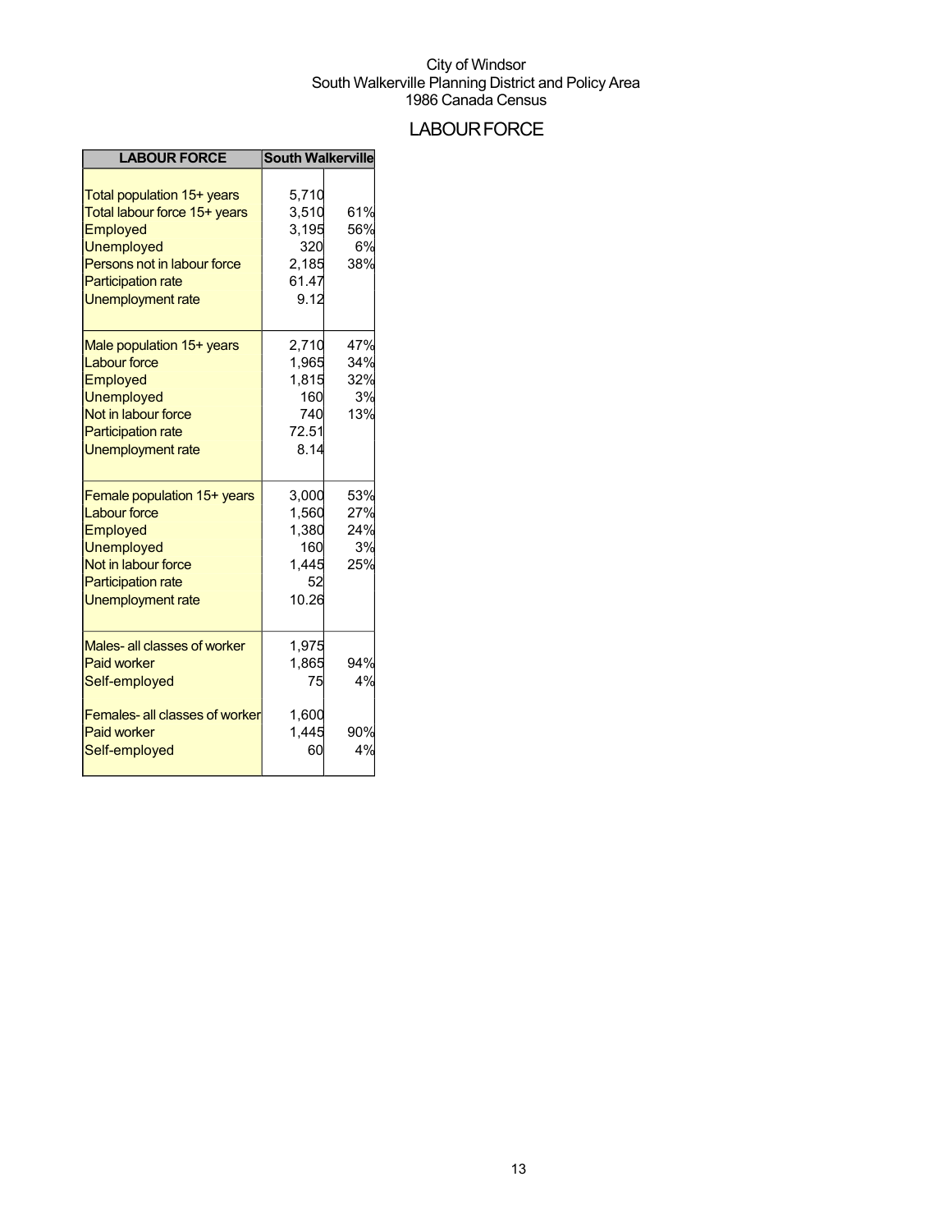City of Windsor
South Walkerville Planning District and Policy Area
1986 Canada Census

# LABOUR FORCE

| LABOUR FORCE | South Walkerville | |
|---|---|---|
| Total population 15+ years | 5,710 | |
| Total labour force 15+ years | 3,510 | 61% |
| Employed | 3,195 | 56% |
| Unemployed | 320 | 6% |
| Persons not in labour force | 2,185 | 38% |
| Participation rate | 61.47 | |
| Unemployment rate | 9.12 | |
| Male population 15+ years | 2,710 | 47% |
| Labour force | 1,965 | 34% |
| Employed | 1,815 | 32% |
| Unemployed | 160 | 3% |
| Not in labour force | 740 | 13% |
| Participation rate | 72.51 | |
| Unemployment rate | 8.14 | |
| Female population 15+ years | 3,000 | 53% |
| Labour force | 1,560 | 27% |
| Employed | 1,380 | 24% |
| Unemployed | 160 | 3% |
| Not in labour force | 1,445 | 25% |
| Participation rate | 52 | |
| Unemployment rate | 10.26 | |
| Males- all classes of worker | 1,975 | |
| Paid worker | 1,865 | 94% |
| Self-employed | 75 | 4% |
| Females- all classes of worker | 1,600 | |
| Paid worker | 1,445 | 90% |
| Self-employed | 60 | 4% |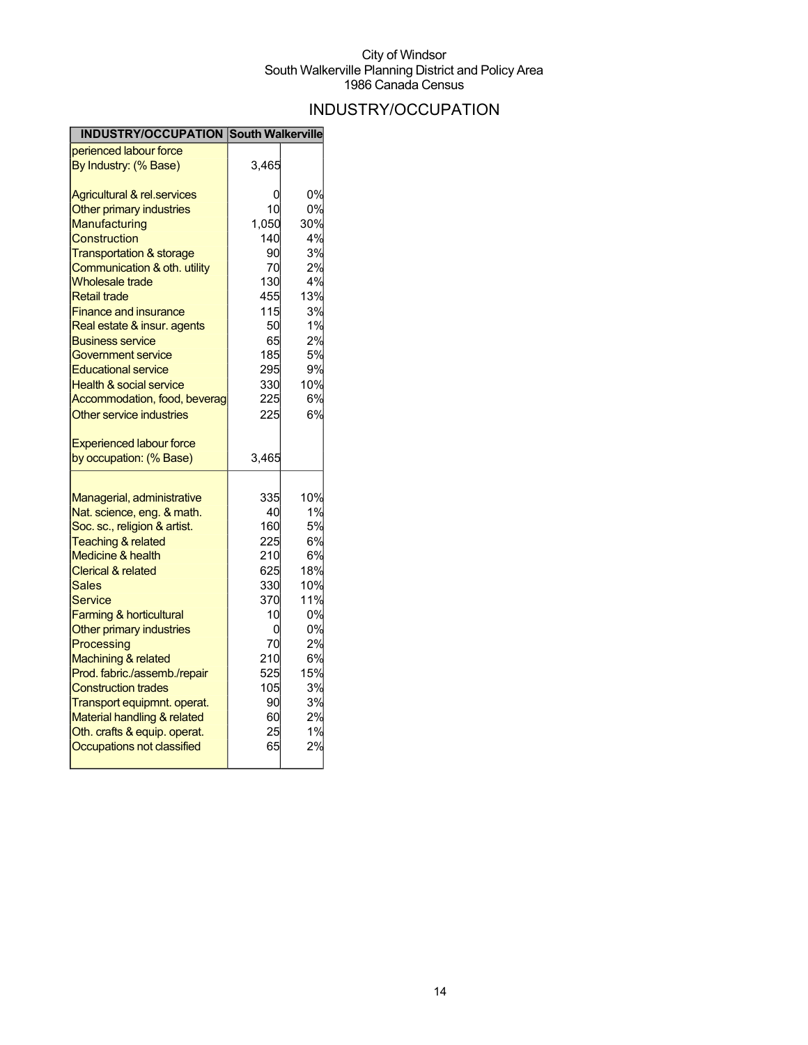City of Windsor
South Walkerville Planning District and Policy Area
1986 Canada Census

# INDUSTRY/OCCUPATION

| INDUSTRY/OCCUPATION | South Walkerville | |
|---|---|---|
| perienced labour force | | |
| By Industry: (% Base) | 3,465 | |
| Agricultural & rel.services | 0 | 0% |
| Other primary industries | 10 | 0% |
| Manufacturing | 1,050 | 30% |
| Construction | 140 | 4% |
| Transportation & storage | 90 | 3% |
| Communication & oth. utility | 70 | 2% |
| Wholesale trade | 130 | 4% |
| Retail trade | 455 | 13% |
| Finance and insurance | 115 | 3% |
| Real estate & insur. agents | 50 | 1% |
| Business service | 65 | 2% |
| Government service | 185 | 5% |
| Educational service | 295 | 9% |
| Health & social service | 330 | 10% |
| Accommodation, food, beverag | 225 | 6% |
| Other service industries | 225 | 6% |
| Experienced labour force | | |
| by occupation: (% Base) | 3,465 | |
| Managerial, administrative | 335 | 10% |
| Nat. science, eng. & math. | 40 | 1% |
| Soc. sc., religion & artist. | 160 | 5% |
| Teaching & related | 225 | 6% |
| Medicine & health | 210 | 6% |
| Clerical & related | 625 | 18% |
| Sales | 330 | 10% |
| Service | 370 | 11% |
| Farming & horticultural | 10 | 0% |
| Other primary industries | 0 | 0% |
| Processing | 70 | 2% |
| Machining & related | 210 | 6% |
| Prod. fabric./assemb./repair | 525 | 15% |
| Construction trades | 105 | 3% |
| Transport equipmnt. operat. | 90 | 3% |
| Material handling & related | 60 | 2% |
| Oth. crafts & equip. operat. | 25 | 1% |
| Occupations not classified | 65 | 2% |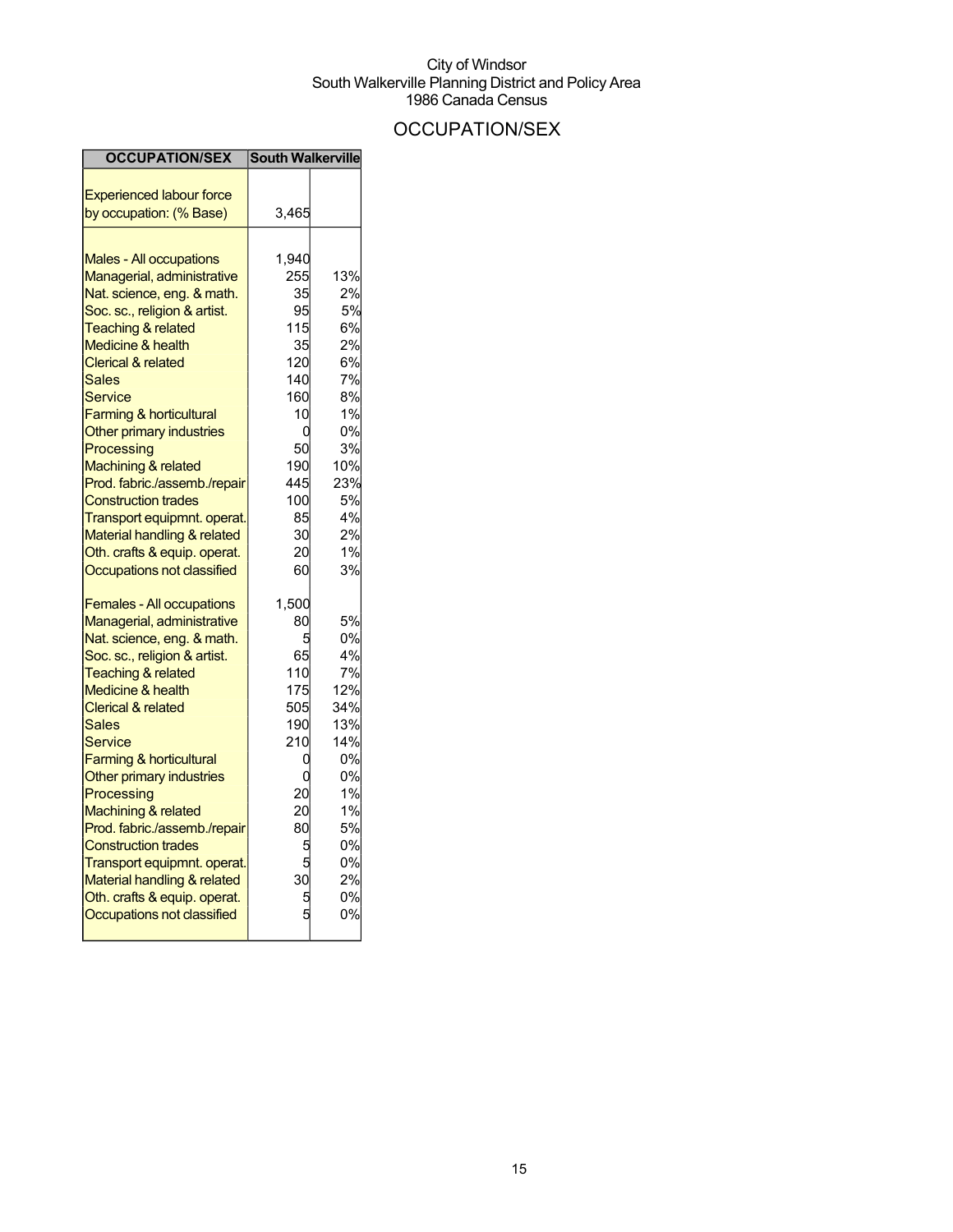City of Windsor
South Walkerville Planning District and Policy Area
1986 Canada Census

## OCCUPATION/SEX

| OCCUPATION/SEX | South Walkerville | |
|---|---|---|
| Experienced labour force by occupation: (% Base) | 3,465 | |
| | | |
| Males - All occupations | 1,940 | |
| Managerial, administrative | 255 | 13% |
| Nat. science, eng. & math. | 35 | 2% |
| Soc. sc., religion & artist. | 95 | 5% |
| Teaching & related | 115 | 6% |
| Medicine & health | 35 | 2% |
| Clerical & related | 120 | 6% |
| Sales | 140 | 7% |
| Service | 160 | 8% |
| Farming & horticultural | 10 | 1% |
| Other primary industries | 0 | 0% |
| Processing | 50 | 3% |
| Machining & related | 190 | 10% |
| Prod. fabric./assemb./repair | 445 | 23% |
| Construction trades | 100 | 5% |
| Transport equipmnt. operat. | 85 | 4% |
| Material handling & related | 30 | 2% |
| Oth. crafts & equip. operat. | 20 | 1% |
| Occupations not classified | 60 | 3% |
| | | |
| Females - All occupations | 1,500 | |
| Managerial, administrative | 80 | 5% |
| Nat. science, eng. & math. | 5 | 0% |
| Soc. sc., religion & artist. | 65 | 4% |
| Teaching & related | 110 | 7% |
| Medicine & health | 175 | 12% |
| Clerical & related | 505 | 34% |
| Sales | 190 | 13% |
| Service | 210 | 14% |
| Farming & horticultural | 0 | 0% |
| Other primary industries | 0 | 0% |
| Processing | 20 | 1% |
| Machining & related | 20 | 1% |
| Prod. fabric./assemb./repair | 80 | 5% |
| Construction trades | 5 | 0% |
| Transport equipmnt. operat. | 5 | 0% |
| Material handling & related | 30 | 2% |
| Oth. crafts & equip. operat. | 5 | 0% |
| Occupations not classified | 5 | 0% |